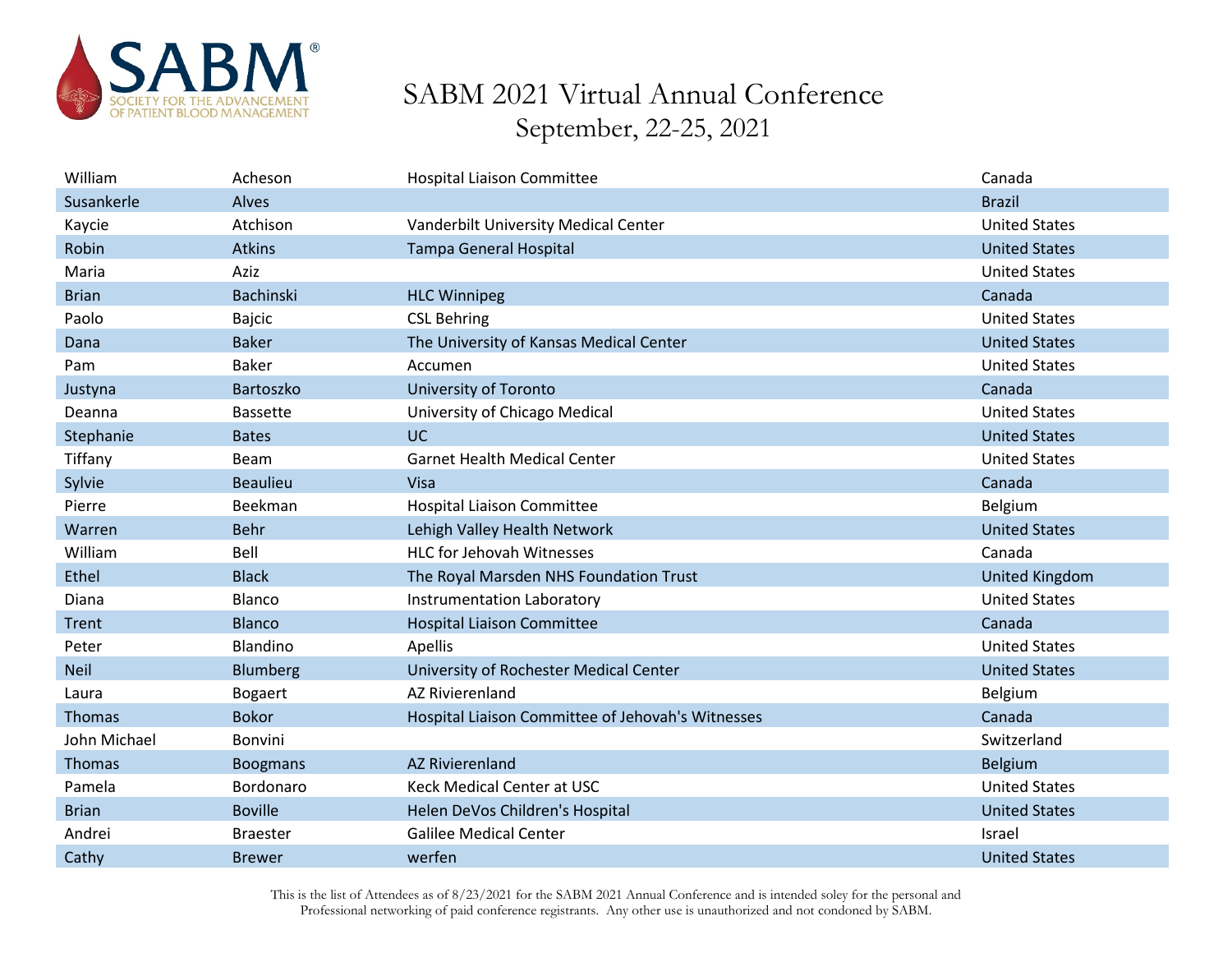# SABM 2021 Virtual Annual Conference

## September, 22-25, 2021

| First Name | Last Name | Organization | Country |
|---|---|---|---|
| William | Acheson | Hospital Liaison Committee | Canada |
| Susankerle | Alves | | Brazil |
| Kaycie | Atchison | Vanderbilt University Medical Center | United States |
| Robin | Atkins | Tampa General Hospital | United States |
| Maria | Aziz | | United States |
| Brian | Bachinski | HLC Winnipeg | Canada |
| Paolo | Bajcic | CSL Behring | United States |
| Dana | Baker | The University of Kansas Medical Center | United States |
| Pam | Baker | Accumen | United States |
| Justyna | Bartoszko | University of Toronto | Canada |
| Deanna | Bassette | University of Chicago Medical | United States |
| Stephanie | Bates | UC | United States |
| Tiffany | Beam | Garnet Health Medical Center | United States |
| Sylvie | Beaulieu | Visa | Canada |
| Pierre | Beekman | Hospital Liaison Committee | Belgium |
| Warren | Behr | Lehigh Valley Health Network | United States |
| William | Bell | HLC for Jehovah Witnesses | Canada |
| Ethel | Black | The Royal Marsden NHS Foundation Trust | United Kingdom |
| Diana | Blanco | Instrumentation Laboratory | United States |
| Trent | Blanco | Hospital Liaison Committee | Canada |
| Peter | Blandino | Apellis | United States |
| Neil | Blumberg | University of Rochester Medical Center | United States |
| Laura | Bogaert | AZ Rivierenland | Belgium |
| Thomas | Bokor | Hospital Liaison Committee of Jehovah's Witnesses | Canada |
| John Michael | Bonvini | | Switzerland |
| Thomas | Boogmans | AZ Rivierenland | Belgium |
| Pamela | Bordonaro | Keck Medical Center at USC | United States |
| Brian | Boville | Helen DeVos Children's Hospital | United States |
| Andrei | Braester | Galilee Medical Center | Israel |
| Cathy | Brewer | werfen | United States |

This is the list of Attendees as of 8/23/2021 for the SABM 2021 Annual Conference and is intended soley for the personal and Professional networking of paid conference registrants. Any other use is unauthorized and not condoned by SABM.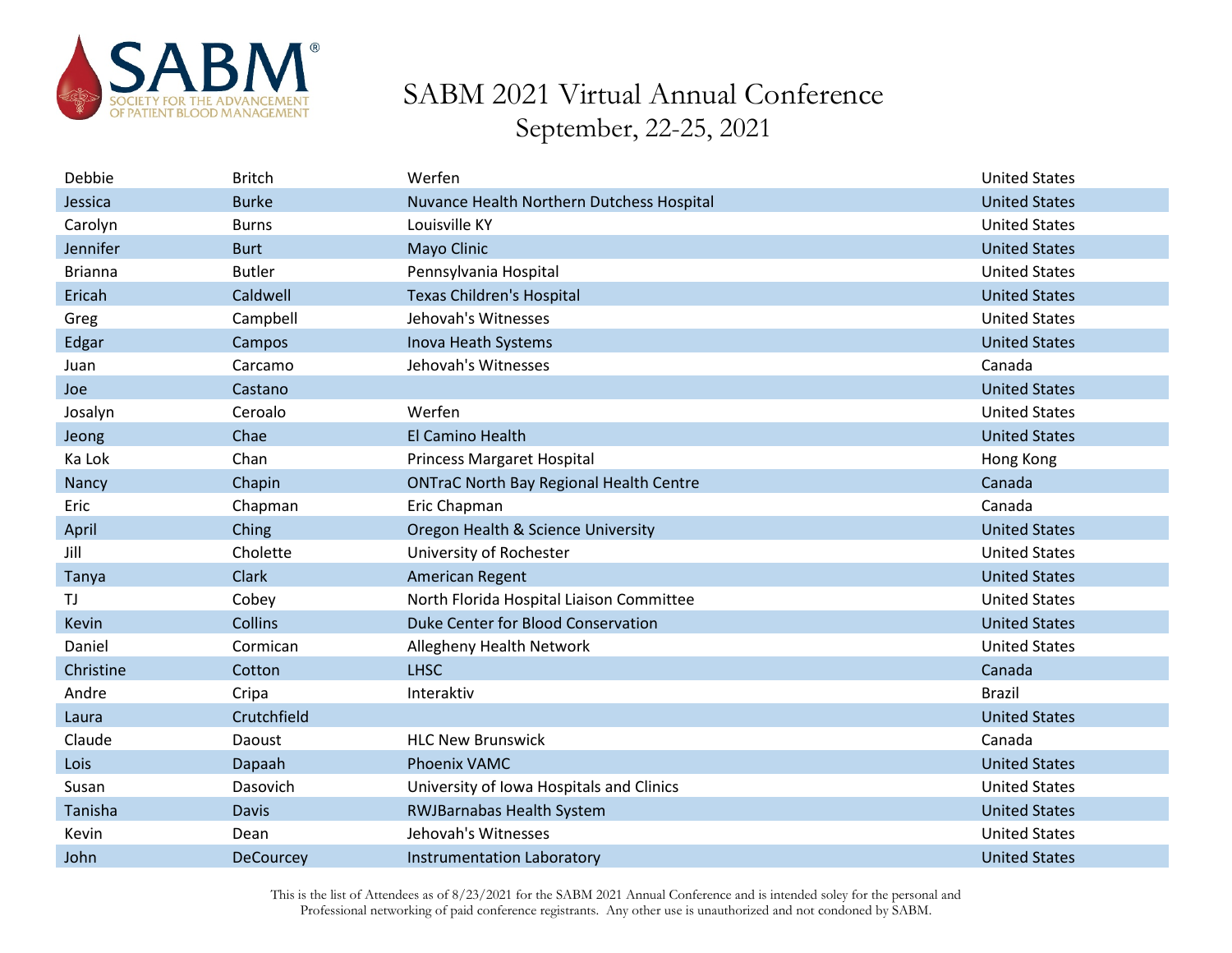# SABM 2021 Virtual Annual Conference

September, 22-25, 2021

| | | | |
|---|---|---|---|
| Debbie | Britch | Werfen | United States |
| Jessica | Burke | Nuvance Health Northern Dutchess Hospital | United States |
| Carolyn | Burns | Louisville KY | United States |
| Jennifer | Burt | Mayo Clinic | United States |
| Brianna | Butler | Pennsylvania Hospital | United States |
| Ericah | Caldwell | Texas Children's Hospital | United States |
| Greg | Campbell | Jehovah's Witnesses | United States |
| Edgar | Campos | Inova Heath Systems | United States |
| Juan | Carcamo | Jehovah's Witnesses | Canada |
| Joe | Castano | | United States |
| Josalyn | Ceroalo | Werfen | United States |
| Jeong | Chae | El Camino Health | United States |
| Ka Lok | Chan | Princess Margaret Hospital | Hong Kong |
| Nancy | Chapin | ONTraC North Bay Regional Health Centre | Canada |
| Eric | Chapman | Eric Chapman | Canada |
| April | Ching | Oregon Health & Science University | United States |
| Jill | Cholette | University of Rochester | United States |
| Tanya | Clark | American Regent | United States |
| TJ | Cobey | North Florida Hospital Liaison Committee | United States |
| Kevin | Collins | Duke Center for Blood Conservation | United States |
| Daniel | Cormican | Allegheny Health Network | United States |
| Christine | Cotton | LHSC | Canada |
| Andre | Cripa | Interaktiv | Brazil |
| Laura | Crutchfield | | United States |
| Claude | Daoust | HLC New Brunswick | Canada |
| Lois | Dapaah | Phoenix VAMC | United States |
| Susan | Dasovich | University of Iowa Hospitals and Clinics | United States |
| Tanisha | Davis | RWJBarnabas Health System | United States |
| Kevin | Dean | Jehovah's Witnesses | United States |
| John | DeCourcey | Instrumentation Laboratory | United States |

This is the list of Attendees as of 8/23/2021 for the SABM 2021 Annual Conference and is intended soley for the personal and Professional networking of paid conference registrants. Any other use is unauthorized and not condoned by SABM.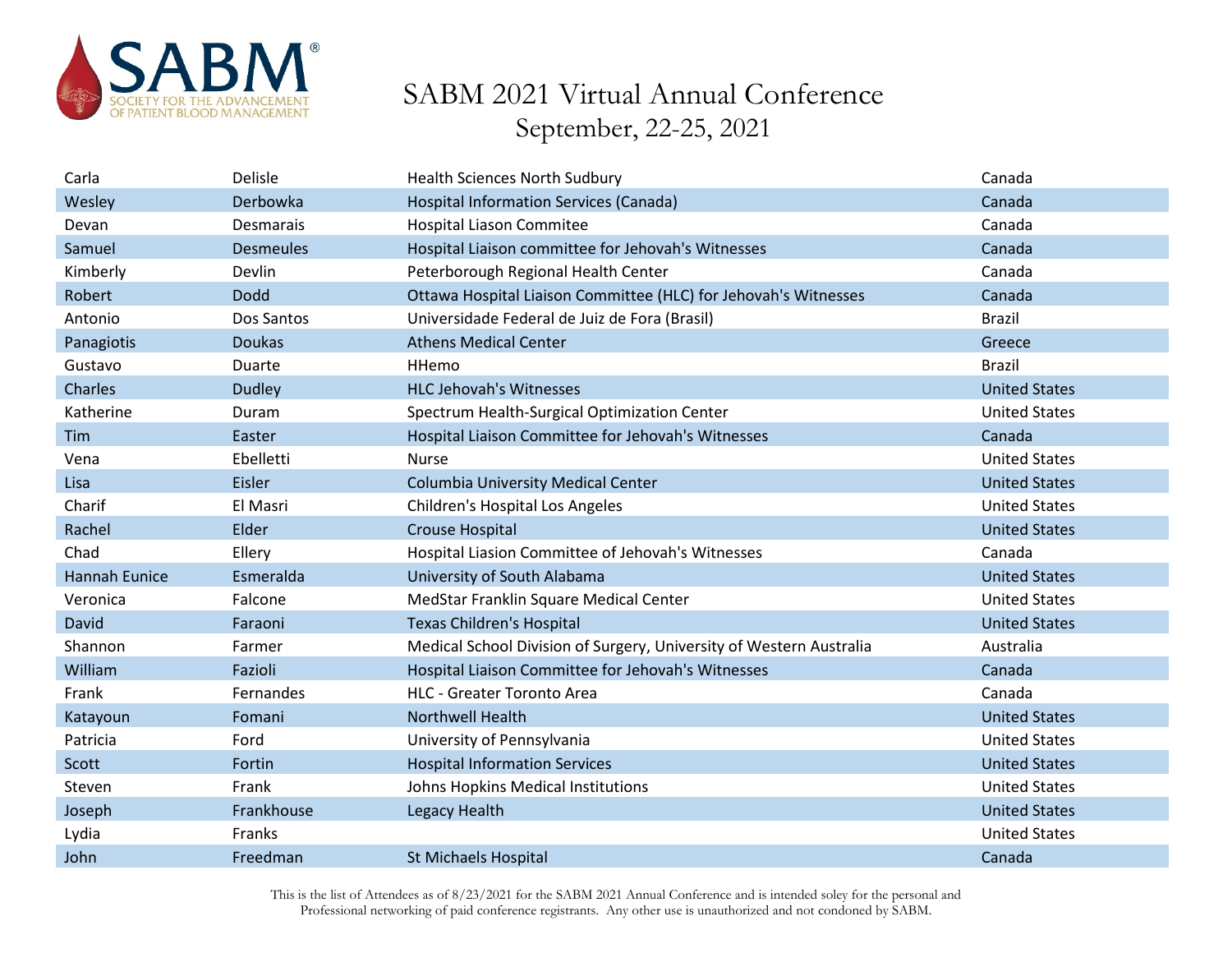| Carla | Delisle | Health Sciences North Sudbury | Canada |
|---|---|---|---|
| Wesley | Derbowka | Hospital Information Services (Canada) | Canada |
| Devan | Desmarais | Hospital Liason Commitee | Canada |
| Samuel | Desmeules | Hospital Liaison committee for Jehovah's Witnesses | Canada |
| Kimberly | Devlin | Peterborough Regional Health Center | Canada |
| Robert | Dodd | Ottawa Hospital Liaison Committee (HLC) for Jehovah's Witnesses | Canada |
| Antonio | Dos Santos | Universidade Federal de Juiz de Fora (Brasil) | Brazil |
| Panagiotis | Doukas | Athens Medical Center | Greece |
| Gustavo | Duarte | HHemo | Brazil |
| Charles | Dudley | HLC Jehovah's Witnesses | United States |
| Katherine | Duram | Spectrum Health-Surgical Optimization Center | United States |
| Tim | Easter | Hospital Liaison Committee for Jehovah's Witnesses | Canada |
| Vena | Ebelletti | Nurse | United States |
| Lisa | Eisler | Columbia University Medical Center | United States |
| Charif | El Masri | Children's Hospital Los Angeles | United States |
| Rachel | Elder | Crouse Hospital | United States |
| Chad | Ellery | Hospital Liasion Committee of Jehovah's Witnesses | Canada |
| Hannah Eunice | Esmeralda | University of South Alabama | United States |
| Veronica | Falcone | MedStar Franklin Square Medical Center | United States |
| David | Faraoni | Texas Children's Hospital | United States |
| Shannon | Farmer | Medical School Division of Surgery, University of Western Australia | Australia |
| William | Fazioli | Hospital Liaison Committee for Jehovah's Witnesses | Canada |
| Frank | Fernandes | HLC - Greater Toronto Area | Canada |
| Katayoun | Fomani | Northwell Health | United States |
| Patricia | Ford | University of Pennsylvania | United States |
| Scott | Fortin | Hospital Information Services | United States |
| Steven | Frank | Johns Hopkins Medical Institutions | United States |
| Joseph | Frankhouse | Legacy Health | United States |
| Lydia | Franks | | United States |
| John | Freedman | St Michaels Hospital | Canada |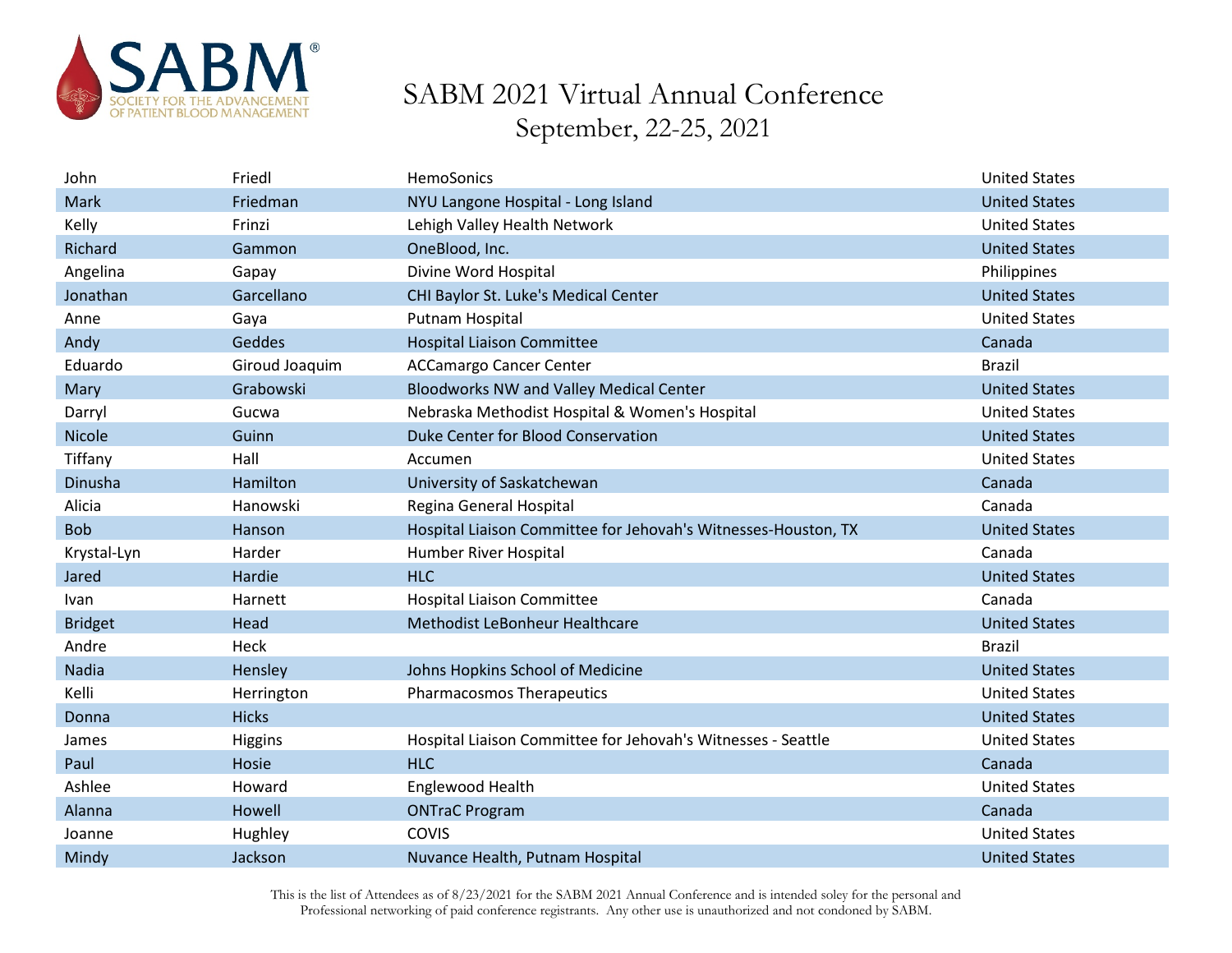# SABM 2021 Virtual Annual Conference

September, 22-25, 2021

| | | | |
|---|---|---|---|
| John | Friedl | HemoSonics | United States |
| Mark | Friedman | NYU Langone Hospital - Long Island | United States |
| Kelly | Frinzi | Lehigh Valley Health Network | United States |
| Richard | Gammon | OneBlood, Inc. | United States |
| Angelina | Gapay | Divine Word Hospital | Philippines |
| Jonathan | Garcellano | CHI Baylor St. Luke's Medical Center | United States |
| Anne | Gaya | Putnam Hospital | United States |
| Andy | Geddes | Hospital Liaison Committee | Canada |
| Eduardo | Giroud Joaquim | ACCamargo Cancer Center | Brazil |
| Mary | Grabowski | Bloodworks NW and Valley Medical Center | United States |
| Darryl | Gucwa | Nebraska Methodist Hospital & Women's Hospital | United States |
| Nicole | Guinn | Duke Center for Blood Conservation | United States |
| Tiffany | Hall | Accumen | United States |
| Dinusha | Hamilton | University of Saskatchewan | Canada |
| Alicia | Hanowski | Regina General Hospital | Canada |
| Bob | Hanson | Hospital Liaison Committee for Jehovah's Witnesses-Houston, TX | United States |
| Krystal-Lyn | Harder | Humber River Hospital | Canada |
| Jared | Hardie | HLC | United States |
| Ivan | Harnett | Hospital Liaison Committee | Canada |
| Bridget | Head | Methodist LeBonheur Healthcare | United States |
| Andre | Heck | | Brazil |
| Nadia | Hensley | Johns Hopkins School of Medicine | United States |
| Kelli | Herrington | Pharmacosmos Therapeutics | United States |
| Donna | Hicks | | United States |
| James | Higgins | Hospital Liaison Committee for Jehovah's Witnesses - Seattle | United States |
| Paul | Hosie | HLC | Canada |
| Ashlee | Howard | Englewood Health | United States |
| Alanna | Howell | ONTraC Program | Canada |
| Joanne | Hughley | COVIS | United States |
| Mindy | Jackson | Nuvance Health, Putnam Hospital | United States |

This is the list of Attendees as of 8/23/2021 for the SABM 2021 Annual Conference and is intended soley for the personal and Professional networking of paid conference registrants. Any other use is unauthorized and not condoned by SABM.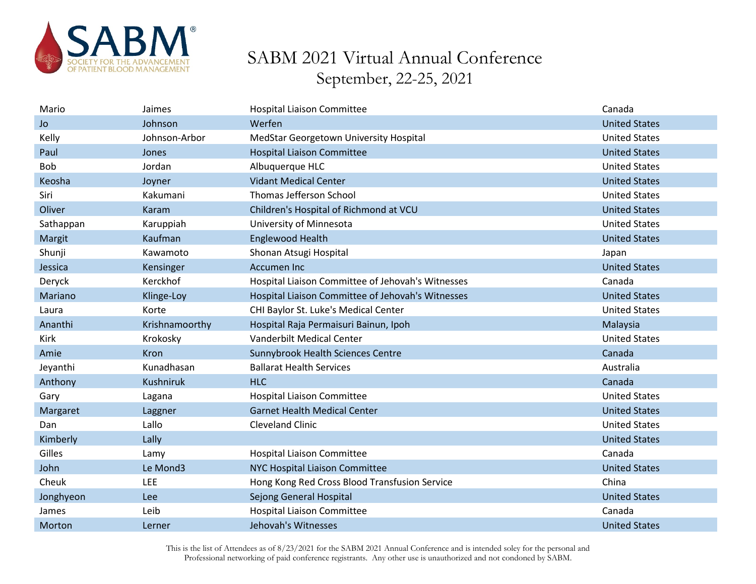| Mario | Jaimes | Hospital Liaison Committee | Canada |
|---|---|---|---|
| Jo | Johnson | Werfen | United States |
| Kelly | Johnson-Arbor | MedStar Georgetown University Hospital | United States |
| Paul | Jones | Hospital Liaison Committee | United States |
| Bob | Jordan | Albuquerque HLC | United States |
| Keosha | Joyner | Vidant Medical Center | United States |
| Siri | Kakumani | Thomas Jefferson School | United States |
| Oliver | Karam | Children's Hospital of Richmond at VCU | United States |
| Sathappan | Karuppiah | University of Minnesota | United States |
| Margit | Kaufman | Englewood Health | United States |
| Shunji | Kawamoto | Shonan Atsugi Hospital | Japan |
| Jessica | Kensinger | Accumen Inc | United States |
| Deryck | Kerckhof | Hospital Liaison Committee of Jehovah's Witnesses | Canada |
| Mariano | Klinge-Loy | Hospital Liaison Committee of Jehovah's Witnesses | United States |
| Laura | Korte | CHI Baylor St. Luke's Medical Center | United States |
| Ananthi | Krishnamoorthy | Hospital Raja Permaisuri Bainun, Ipoh | Malaysia |
| Kirk | Krokosky | Vanderbilt Medical Center | United States |
| Amie | Kron | Sunnybrook Health Sciences Centre | Canada |
| Jeyanthi | Kunadhasan | Ballarat Health Services | Australia |
| Anthony | Kushniruk | HLC | Canada |
| Gary | Lagana | Hospital Liaison Committee | United States |
| Margaret | Laggner | Garnet Health Medical Center | United States |
| Dan | Lallo | Cleveland Clinic | United States |
| Kimberly | Lally | | United States |
| Gilles | Lamy | Hospital Liaison Committee | Canada |
| John | Le Mond3 | NYC Hospital Liaison Committee | United States |
| Cheuk | LEE | Hong Kong Red Cross Blood Transfusion Service | China |
| Jonghyeon | Lee | Sejong General Hospital | United States |
| James | Leib | Hospital Liaison Committee | Canada |
| Morton | Lerner | Jehovah's Witnesses | United States |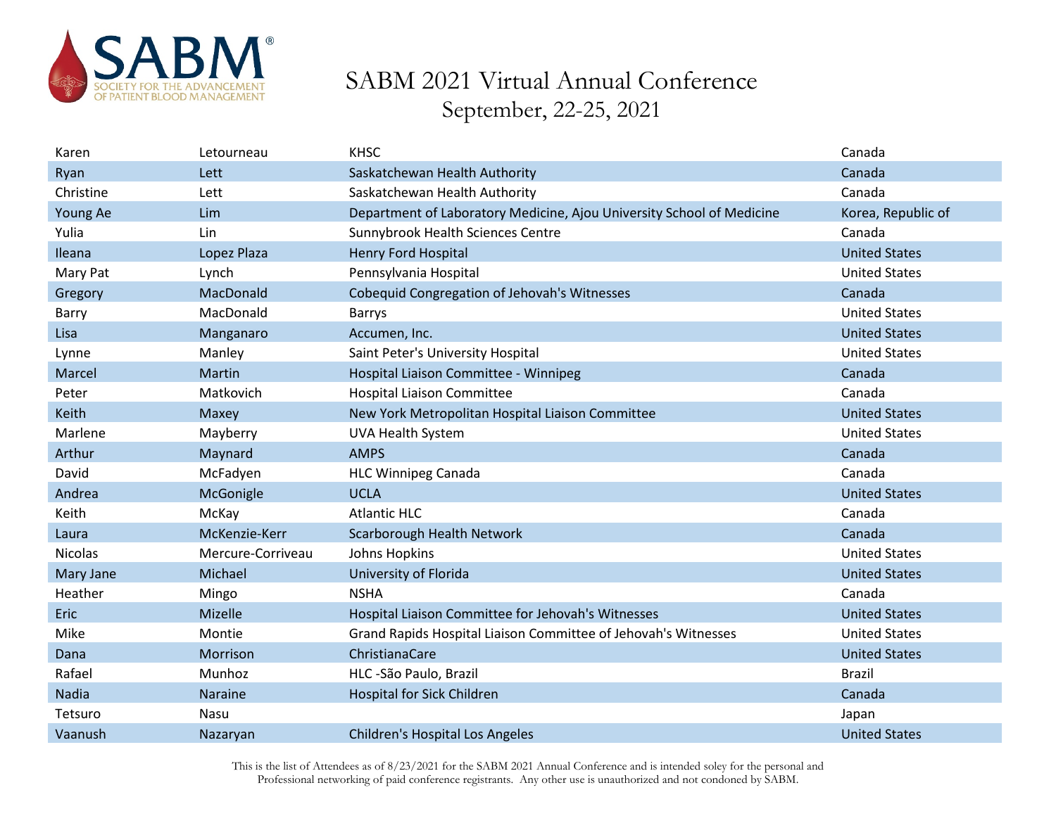# SABM 2021 Virtual Annual Conference

September, 22-25, 2021

| | | | |
|---|---|---|---|
| Karen | Letourneau | KHSC | Canada |
| Ryan | Lett | Saskatchewan Health Authority | Canada |
| Christine | Lett | Saskatchewan Health Authority | Canada |
| Young Ae | Lim | Department of Laboratory Medicine, Ajou University School of Medicine | Korea, Republic of |
| Yulia | Lin | Sunnybrook Health Sciences Centre | Canada |
| Ileana | Lopez Plaza | Henry Ford Hospital | United States |
| Mary Pat | Lynch | Pennsylvania Hospital | United States |
| Gregory | MacDonald | Cobequid Congregation of Jehovah's Witnesses | Canada |
| Barry | MacDonald | Barrys | United States |
| Lisa | Manganaro | Accumen, Inc. | United States |
| Lynne | Manley | Saint Peter's University Hospital | United States |
| Marcel | Martin | Hospital Liaison Committee - Winnipeg | Canada |
| Peter | Matkovich | Hospital Liaison Committee | Canada |
| Keith | Maxey | New York Metropolitan Hospital Liaison Committee | United States |
| Marlene | Mayberry | UVA Health System | United States |
| Arthur | Maynard | AMPS | Canada |
| David | McFadyen | HLC Winnipeg Canada | Canada |
| Andrea | McGonigle | UCLA | United States |
| Keith | McKay | Atlantic HLC | Canada |
| Laura | McKenzie-Kerr | Scarborough Health Network | Canada |
| Nicolas | Mercure-Corriveau | Johns Hopkins | United States |
| Mary Jane | Michael | University of Florida | United States |
| Heather | Mingo | NSHA | Canada |
| Eric | Mizelle | Hospital Liaison Committee for Jehovah's Witnesses | United States |
| Mike | Montie | Grand Rapids Hospital Liaison Committee of Jehovah's Witnesses | United States |
| Dana | Morrison | ChristianaCare | United States |
| Rafael | Munhoz | HLC -São Paulo, Brazil | Brazil |
| Nadia | Naraine | Hospital for Sick Children | Canada |
| Tetsuro | Nasu | | Japan |
| Vaanush | Nazaryan | Children's Hospital Los Angeles | United States |

This is the list of Attendees as of 8/23/2021 for the SABM 2021 Annual Conference and is intended soley for the personal and Professional networking of paid conference registrants. Any other use is unauthorized and not condoned by SABM.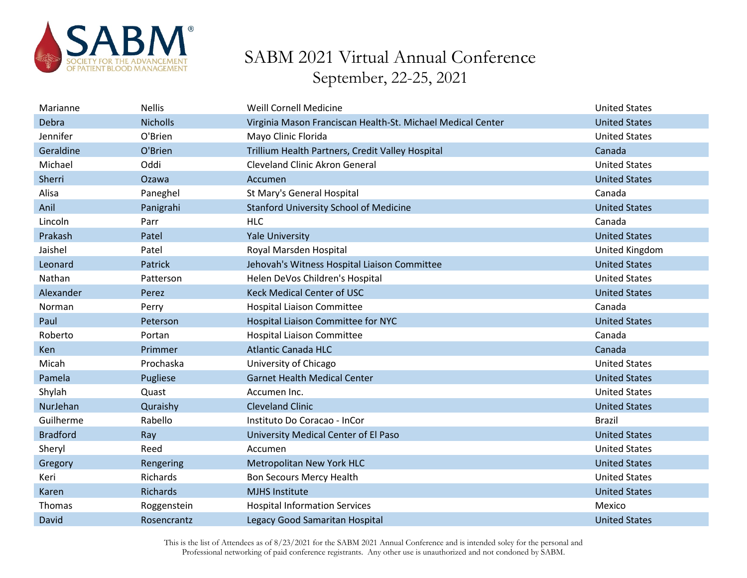# SABM 2021 Virtual Annual Conference

September, 22-25, 2021

| | | | |
|---|---|---|---|
| Marianne | Nellis | Weill Cornell Medicine | United States |
| Debra | Nicholls | Virginia Mason Franciscan Health-St. Michael Medical Center | United States |
| Jennifer | O'Brien | Mayo Clinic Florida | United States |
| Geraldine | O'Brien | Trillium Health Partners, Credit Valley Hospital | Canada |
| Michael | Oddi | Cleveland Clinic Akron General | United States |
| Sherri | Ozawa | Accumen | United States |
| Alisa | Paneghel | St Mary's General Hospital | Canada |
| Anil | Panigrahi | Stanford University School of Medicine | United States |
| Lincoln | Parr | HLC | Canada |
| Prakash | Patel | Yale University | United States |
| Jaishel | Patel | Royal Marsden Hospital | United Kingdom |
| Leonard | Patrick | Jehovah's Witness Hospital Liaison Committee | United States |
| Nathan | Patterson | Helen DeVos Children's Hospital | United States |
| Alexander | Perez | Keck Medical Center of USC | United States |
| Norman | Perry | Hospital Liaison Committee | Canada |
| Paul | Peterson | Hospital Liaison Committee for NYC | United States |
| Roberto | Portan | Hospital Liaison Committee | Canada |
| Ken | Primmer | Atlantic Canada HLC | Canada |
| Micah | Prochaska | University of Chicago | United States |
| Pamela | Pugliese | Garnet Health Medical Center | United States |
| Shylah | Quast | Accumen Inc. | United States |
| NurJehan | Quraishy | Cleveland Clinic | United States |
| Guilherme | Rabello | Instituto Do Coracao - InCor | Brazil |
| Bradford | Ray | University Medical Center of El Paso | United States |
| Sheryl | Reed | Accumen | United States |
| Gregory | Rengering | Metropolitan New York HLC | United States |
| Keri | Richards | Bon Secours Mercy Health | United States |
| Karen | Richards | MJHS Institute | United States |
| Thomas | Roggenstein | Hospital Information Services | Mexico |
| David | Rosencrantz | Legacy Good Samaritan Hospital | United States |

This is the list of Attendees as of 8/23/2021 for the SABM 2021 Annual Conference and is intended soley for the personal and Professional networking of paid conference registrants. Any other use is unauthorized and not condoned by SABM.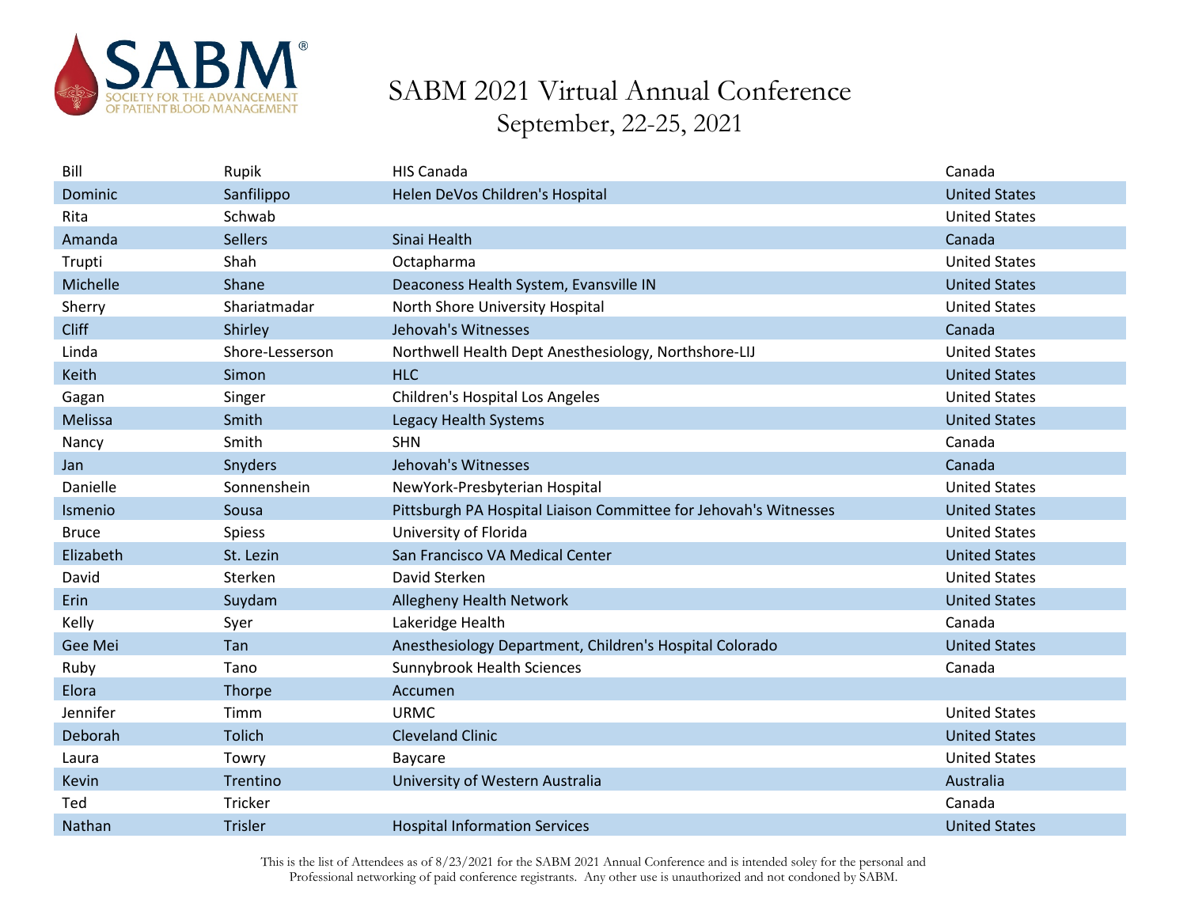# SABM 2021 Virtual Annual Conference

## September, 22-25, 2021

| | | | |
|---|---|---|---|
| Bill | Rupik | HIS Canada | Canada |
| Dominic | Sanfilippo | Helen DeVos Children's Hospital | United States |
| Rita | Schwab | | United States |
| Amanda | Sellers | Sinai Health | Canada |
| Trupti | Shah | Octapharma | United States |
| Michelle | Shane | Deaconess Health System, Evansville IN | United States |
| Sherry | Shariatmadar | North Shore University Hospital | United States |
| Cliff | Shirley | Jehovah's Witnesses | Canada |
| Linda | Shore-Lesserson | Northwell Health Dept Anesthesiology, Northshore-LIJ | United States |
| Keith | Simon | HLC | United States |
| Gagan | Singer | Children's Hospital Los Angeles | United States |
| Melissa | Smith | Legacy Health Systems | United States |
| Nancy | Smith | SHN | Canada |
| Jan | Snyders | Jehovah's Witnesses | Canada |
| Danielle | Sonnenshein | NewYork-Presbyterian Hospital | United States |
| Ismenio | Sousa | Pittsburgh PA Hospital Liaison Committee for Jehovah's Witnesses | United States |
| Bruce | Spiess | University of Florida | United States |
| Elizabeth | St. Lezin | San Francisco VA Medical Center | United States |
| David | Sterken | David Sterken | United States |
| Erin | Suydam | Allegheny Health Network | United States |
| Kelly | Syer | Lakeridge Health | Canada |
| Gee Mei | Tan | Anesthesiology Department, Children's Hospital Colorado | United States |
| Ruby | Tano | Sunnybrook Health Sciences | Canada |
| Elora | Thorpe | Accumen | |
| Jennifer | Timm | URMC | United States |
| Deborah | Tolich | Cleveland Clinic | United States |
| Laura | Towry | Baycare | United States |
| Kevin | Trentino | University of Western Australia | Australia |
| Ted | Tricker | | Canada |
| Nathan | Trisler | Hospital Information Services | United States |

This is the list of Attendees as of 8/23/2021 for the SABM 2021 Annual Conference and is intended soley for the personal and Professional networking of paid conference registrants. Any other use is unauthorized and not condoned by SABM.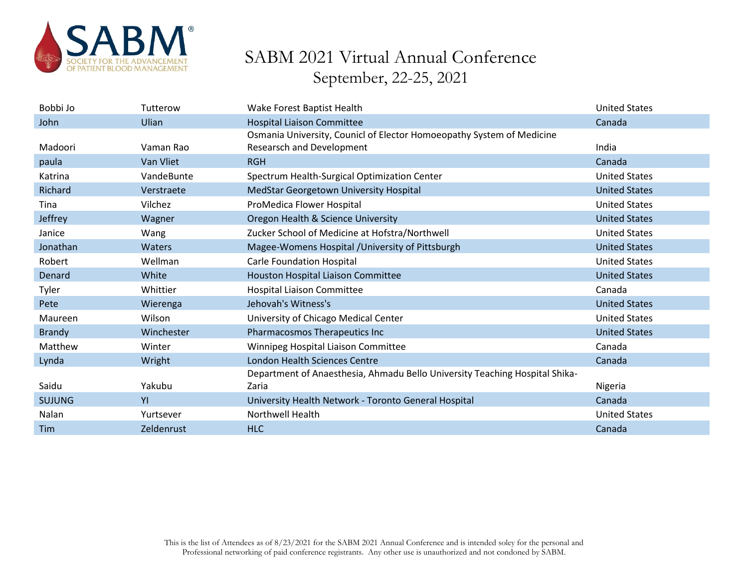# SABM 2021 Virtual Annual Conference
## September, 22-25, 2021

| | | | |
|---|---|---|---|
| Bobbi Jo | Tutterow | Wake Forest Baptist Health | United States |
| John | Ulian | Hospital Liaison Committee | Canada |
| Madoori | Vaman Rao | Osmania University, Counicl of Elector Homoeopathy System of Medicine Researsch and Development | India |
| paula | Van Vliet | RGH | Canada |
| Katrina | VandeBunte | Spectrum Health-Surgical Optimization Center | United States |
| Richard | Verstraete | MedStar Georgetown University Hospital | United States |
| Tina | Vilchez | ProMedica Flower Hospital | United States |
| Jeffrey | Wagner | Oregon Health & Science University | United States |
| Janice | Wang | Zucker School of Medicine at Hofstra/Northwell | United States |
| Jonathan | Waters | Magee-Womens Hospital /University of Pittsburgh | United States |
| Robert | Wellman | Carle Foundation Hospital | United States |
| Denard | White | Houston Hospital Liaison Committee | United States |
| Tyler | Whittier | Hospital Liaison Committee | Canada |
| Pete | Wierenga | Jehovah's Witness's | United States |
| Maureen | Wilson | University of Chicago Medical Center | United States |
| Brandy | Winchester | Pharmacosmos Therapeutics Inc | United States |
| Matthew | Winter | Winnipeg Hospital Liaison Committee | Canada |
| Lynda | Wright | London Health Sciences Centre | Canada |
| Saidu | Yakubu | Department of Anaesthesia, Ahmadu Bello University Teaching Hospital Shika-Zaria | Nigeria |
| SUJUNG | YI | University Health Network - Toronto General Hospital | Canada |
| Nalan | Yurtsever | Northwell Health | United States |
| Tim | Zeldenrust | HLC | Canada |

This is the list of Attendees as of 8/23/2021 for the SABM 2021 Annual Conference and is intended soley for the personal and Professional networking of paid conference registrants. Any other use is unauthorized and not condoned by SABM.